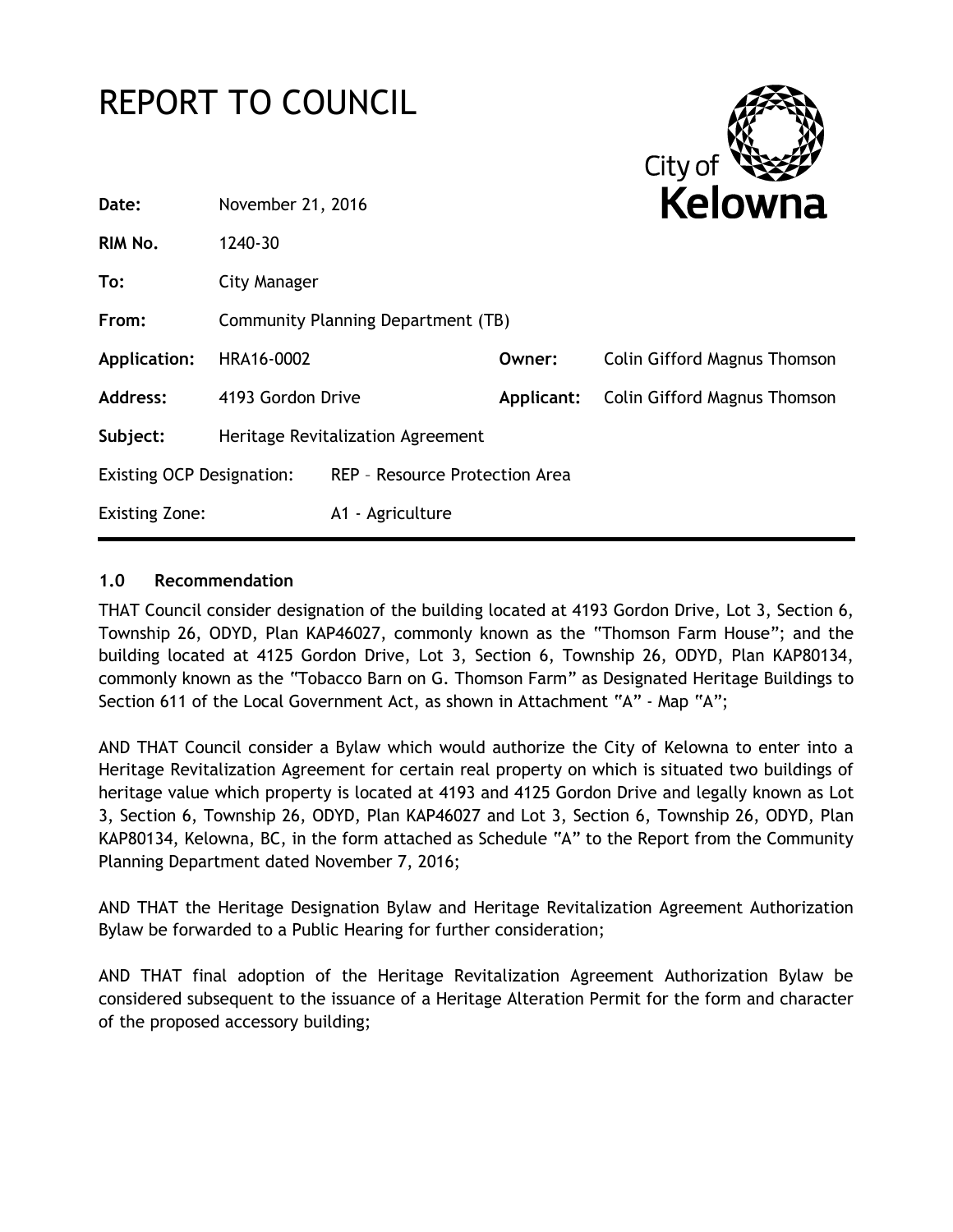# REPORT TO COUNCIL

City of **Kelowna**

| | | | |
|---|---|---|---|
| **Date:** | November 21, 2016 | | |
| **RIM No.** | 1240-30 | | |
| **To:** | City Manager | | |
| **From:** | Community Planning Department (TB) | | |
| **Application:** | HRA16-0002 | **Owner:** | Colin Gifford Magnus Thomson |
| **Address:** | 4193 Gordon Drive | **Applicant:** | Colin Gifford Magnus Thomson |
| **Subject:** | Heritage Revitalization Agreement | | |
| Existing OCP Designation: | REP – Resource Protection Area | | |
| Existing Zone: | A1 - Agriculture | | |

### 1.0 Recommendation

THAT Council consider designation of the building located at 4193 Gordon Drive, Lot 3, Section 6, Township 26, ODYD, Plan KAP46027, commonly known as the "Thomson Farm House"; and the building located at 4125 Gordon Drive, Lot 3, Section 6, Township 26, ODYD, Plan KAP80134, commonly known as the "Tobacco Barn on G. Thomson Farm" as Designated Heritage Buildings to Section 611 of the Local Government Act, as shown in Attachment "A" - Map "A";

AND THAT Council consider a Bylaw which would authorize the City of Kelowna to enter into a Heritage Revitalization Agreement for certain real property on which is situated two buildings of heritage value which property is located at 4193 and 4125 Gordon Drive and legally known as Lot 3, Section 6, Township 26, ODYD, Plan KAP46027 and Lot 3, Section 6, Township 26, ODYD, Plan KAP80134, Kelowna, BC, in the form attached as Schedule "A" to the Report from the Community Planning Department dated November 7, 2016;

AND THAT the Heritage Designation Bylaw and Heritage Revitalization Agreement Authorization Bylaw be forwarded to a Public Hearing for further consideration;

AND THAT final adoption of the Heritage Revitalization Agreement Authorization Bylaw be considered subsequent to the issuance of a Heritage Alteration Permit for the form and character of the proposed accessory building;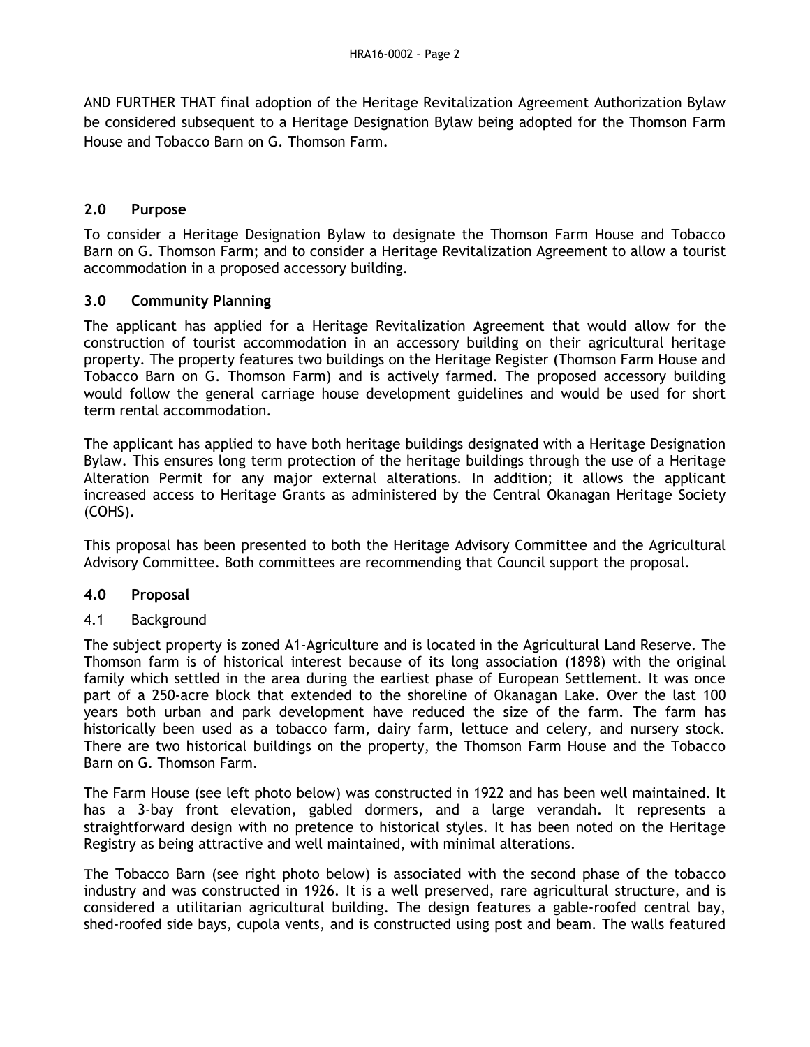AND FURTHER THAT final adoption of the Heritage Revitalization Agreement Authorization Bylaw be considered subsequent to a Heritage Designation Bylaw being adopted for the Thomson Farm House and Tobacco Barn on G. Thomson Farm.

## 2.0 Purpose

To consider a Heritage Designation Bylaw to designate the Thomson Farm House and Tobacco Barn on G. Thomson Farm; and to consider a Heritage Revitalization Agreement to allow a tourist accommodation in a proposed accessory building.

## 3.0 Community Planning

The applicant has applied for a Heritage Revitalization Agreement that would allow for the construction of tourist accommodation in an accessory building on their agricultural heritage property. The property features two buildings on the Heritage Register (Thomson Farm House and Tobacco Barn on G. Thomson Farm) and is actively farmed. The proposed accessory building would follow the general carriage house development guidelines and would be used for short term rental accommodation.

The applicant has applied to have both heritage buildings designated with a Heritage Designation Bylaw. This ensures long term protection of the heritage buildings through the use of a Heritage Alteration Permit for any major external alterations. In addition; it allows the applicant increased access to Heritage Grants as administered by the Central Okanagan Heritage Society (COHS).

This proposal has been presented to both the Heritage Advisory Committee and the Agricultural Advisory Committee. Both committees are recommending that Council support the proposal.

## 4.0 Proposal

### 4.1 Background

The subject property is zoned A1-Agriculture and is located in the Agricultural Land Reserve. The Thomson farm is of historical interest because of its long association (1898) with the original family which settled in the area during the earliest phase of European Settlement. It was once part of a 250-acre block that extended to the shoreline of Okanagan Lake. Over the last 100 years both urban and park development have reduced the size of the farm. The farm has historically been used as a tobacco farm, dairy farm, lettuce and celery, and nursery stock. There are two historical buildings on the property, the Thomson Farm House and the Tobacco Barn on G. Thomson Farm.

The Farm House (see left photo below) was constructed in 1922 and has been well maintained. It has a 3-bay front elevation, gabled dormers, and a large verandah. It represents a straightforward design with no pretence to historical styles. It has been noted on the Heritage Registry as being attractive and well maintained, with minimal alterations.

The Tobacco Barn (see right photo below) is associated with the second phase of the tobacco industry and was constructed in 1926. It is a well preserved, rare agricultural structure, and is considered a utilitarian agricultural building. The design features a gable-roofed central bay, shed-roofed side bays, cupola vents, and is constructed using post and beam. The walls featured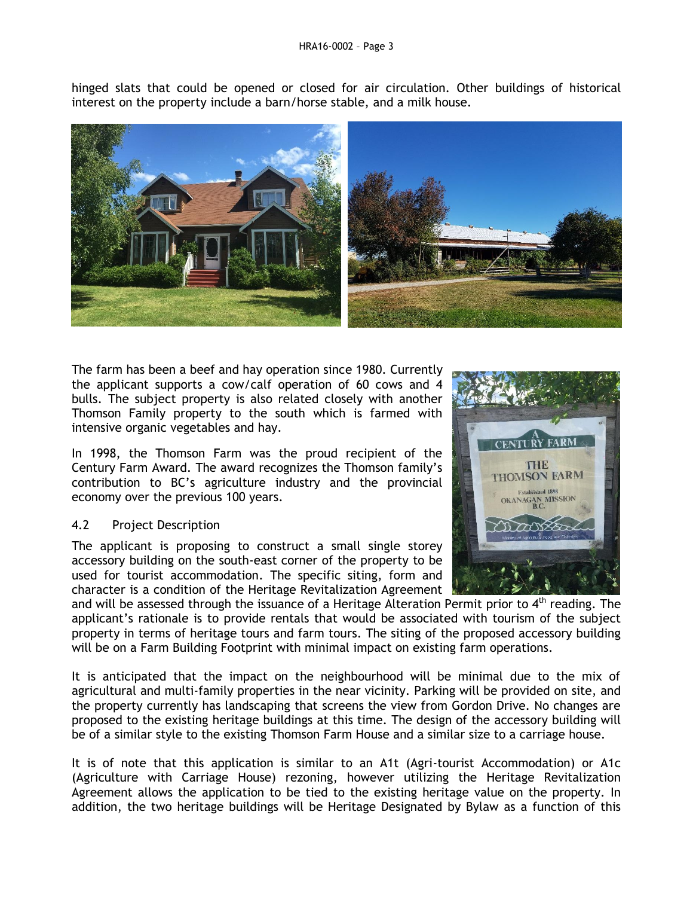hinged slats that could be opened or closed for air circulation. Other buildings of historical interest on the property include a barn/horse stable, and a milk house.

The farm has been a beef and hay operation since 1980. Currently the applicant supports a cow/calf operation of 60 cows and 4 bulls. The subject property is also related closely with another Thomson Family property to the south which is farmed with intensive organic vegetables and hay.

In 1998, the Thomson Farm was the proud recipient of the Century Farm Award. The award recognizes the Thomson family's contribution to BC's agriculture industry and the provincial economy over the previous 100 years.

4.2 Project Description

The applicant is proposing to construct a small single storey accessory building on the south-east corner of the property to be used for tourist accommodation. The specific siting, form and character is a condition of the Heritage Revitalization Agreement and will be assessed through the issuance of a Heritage Alteration Permit prior to 4th reading. The applicant's rationale is to provide rentals that would be associated with tourism of the subject property in terms of heritage tours and farm tours. The siting of the proposed accessory building will be on a Farm Building Footprint with minimal impact on existing farm operations.

It is anticipated that the impact on the neighbourhood will be minimal due to the mix of agricultural and multi-family properties in the near vicinity. Parking will be provided on site, and the property currently has landscaping that screens the view from Gordon Drive. No changes are proposed to the existing heritage buildings at this time. The design of the accessory building will be of a similar style to the existing Thomson Farm House and a similar size to a carriage house.

It is of note that this application is similar to an A1t (Agri-tourist Accommodation) or A1c (Agriculture with Carriage House) rezoning, however utilizing the Heritage Revitalization Agreement allows the application to be tied to the existing heritage value on the property. In addition, the two heritage buildings will be Heritage Designated by Bylaw as a function of this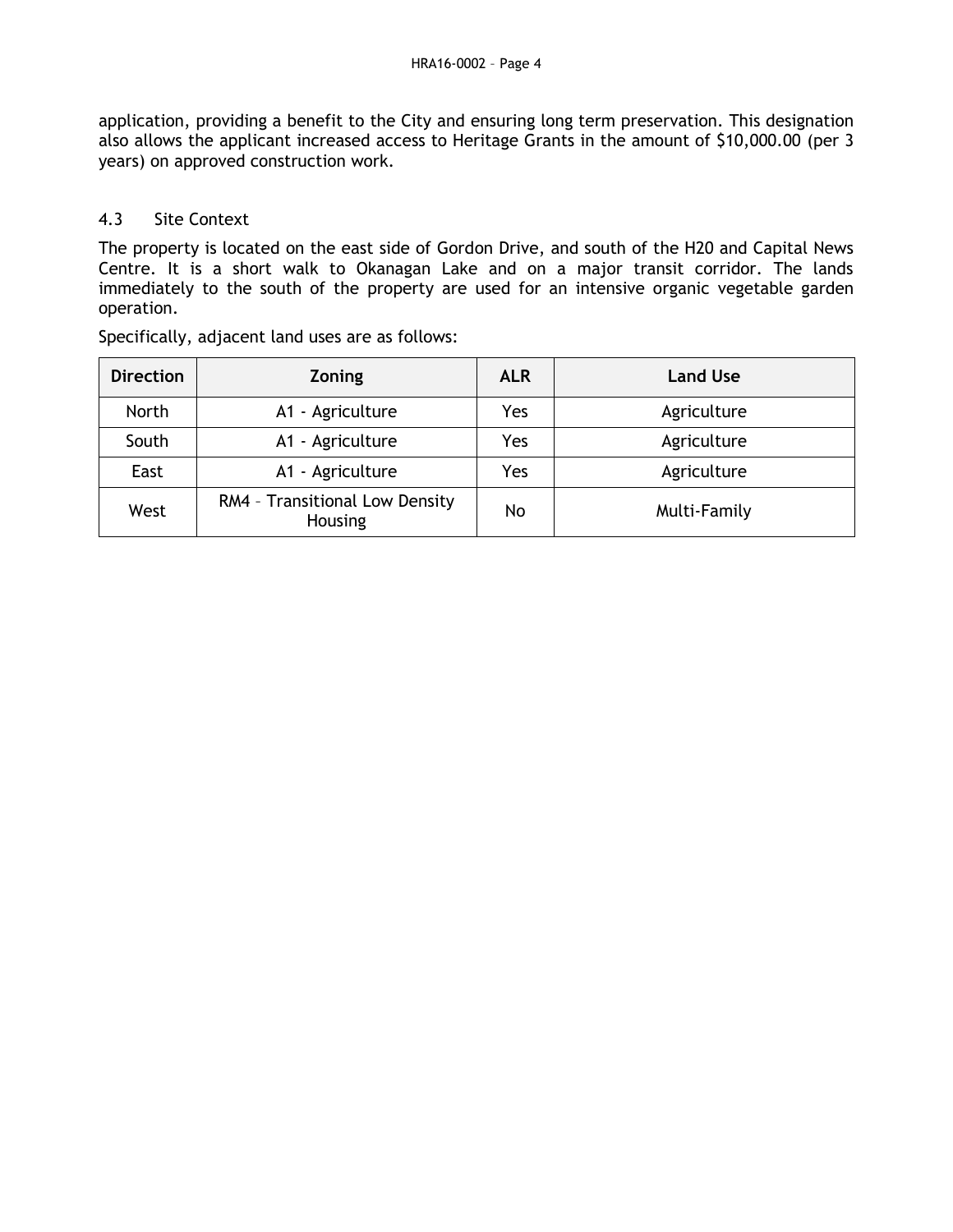application, providing a benefit to the City and ensuring long term preservation. This designation also allows the applicant increased access to Heritage Grants in the amount of $10,000.00 (per 3 years) on approved construction work.

### 4.3 Site Context

The property is located on the east side of Gordon Drive, and south of the H20 and Capital News Centre. It is a short walk to Okanagan Lake and on a major transit corridor. The lands immediately to the south of the property are used for an intensive organic vegetable garden operation.

Specifically, adjacent land uses are as follows:

| Direction | Zoning | ALR | Land Use |
|---|---|---|---|
| North | A1 - Agriculture | Yes | Agriculture |
| South | A1 - Agriculture | Yes | Agriculture |
| East | A1 - Agriculture | Yes | Agriculture |
| West | RM4 – Transitional Low Density Housing | No | Multi-Family |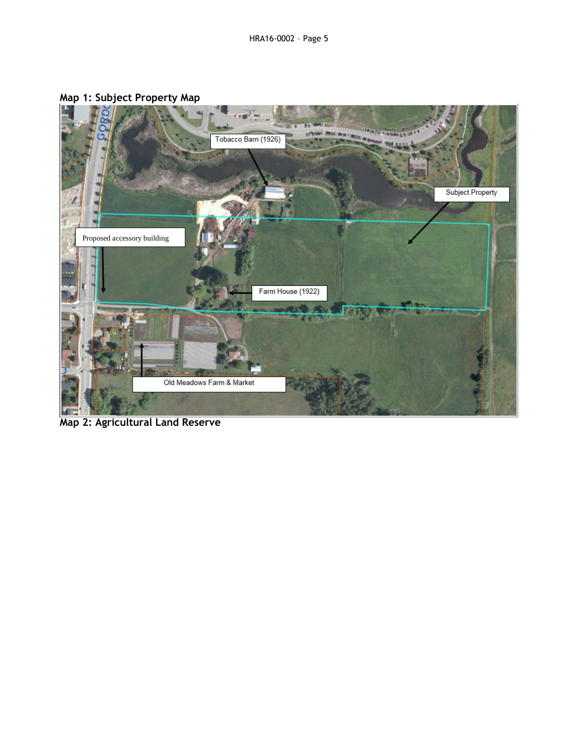## Map 1: Subject Property Map

## Map 2: Agricultural Land Reserve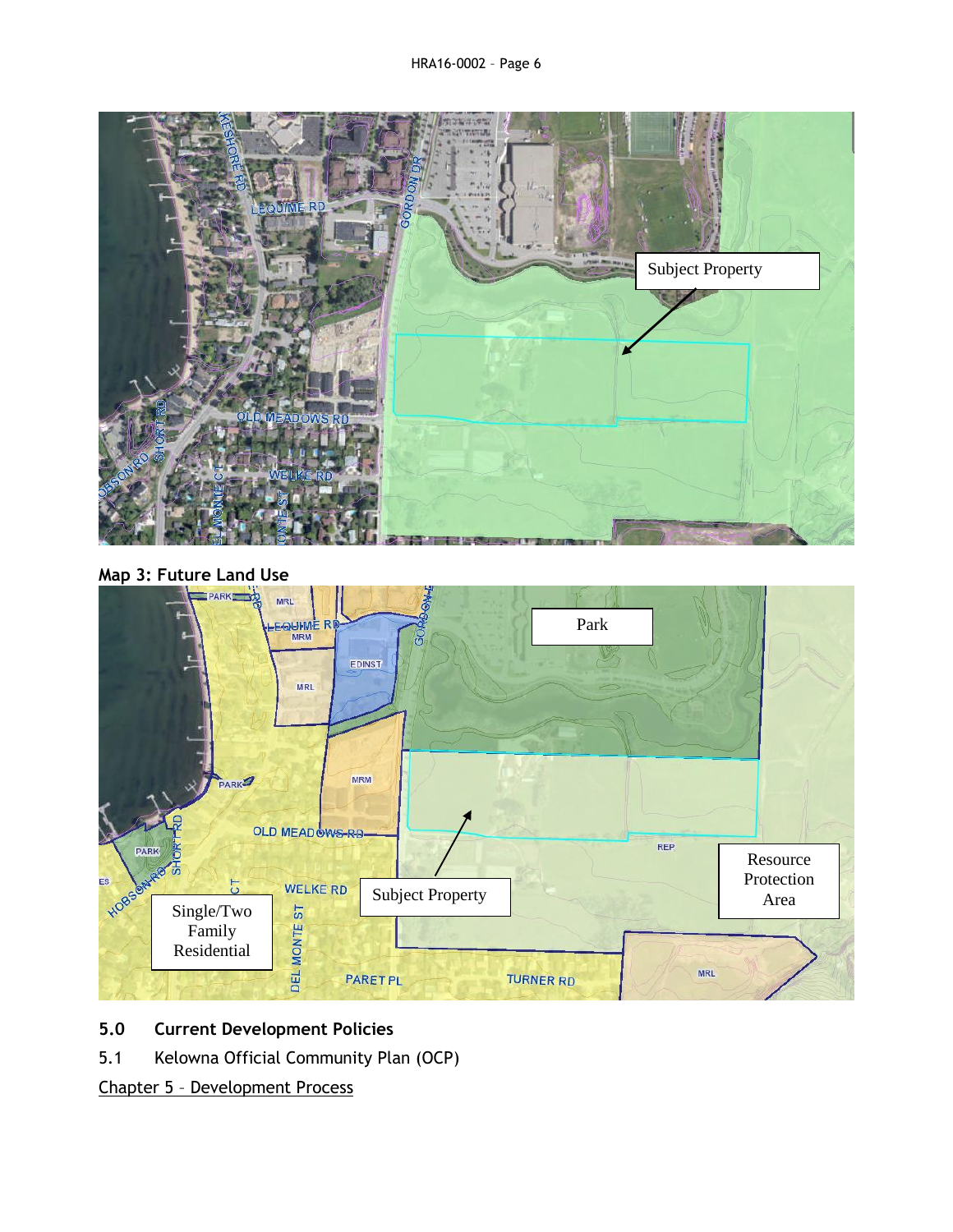**Map 3: Future Land Use**

## 5.0 Current Development Policies

5.1 Kelowna Official Community Plan (OCP)

Chapter 5 – Development Process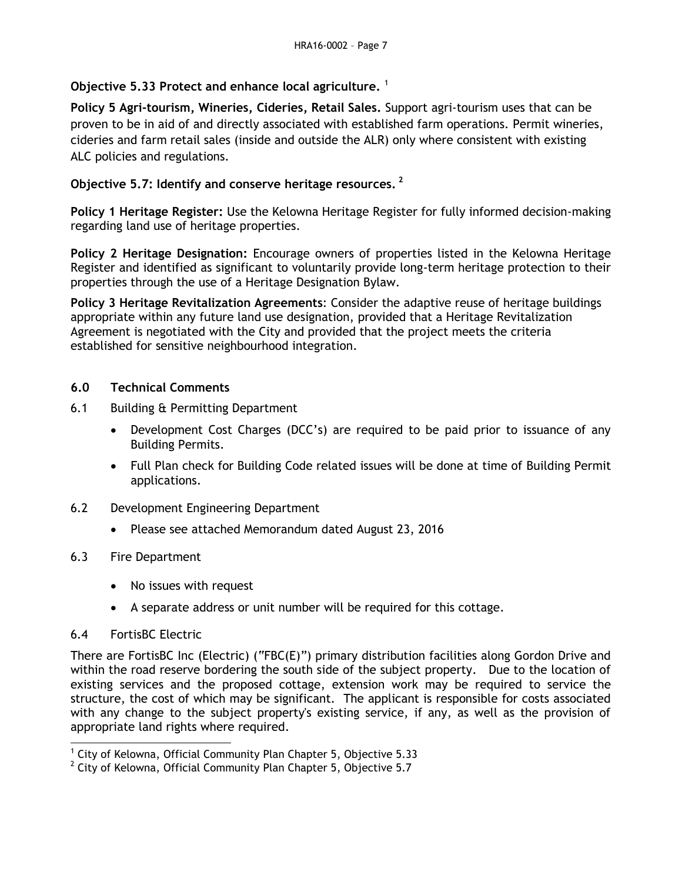**Objective 5.33 Protect and enhance local agriculture.** [1]

**Policy 5 Agri-tourism, Wineries, Cideries, Retail Sales.** Support agri-tourism uses that can be proven to be in aid of and directly associated with established farm operations. Permit wineries, cideries and farm retail sales (inside and outside the ALR) only where consistent with existing ALC policies and regulations.

**Objective 5.7: Identify and conserve heritage resources.** [2]

**Policy 1 Heritage Register:** Use the Kelowna Heritage Register for fully informed decision-making regarding land use of heritage properties.

**Policy 2 Heritage Designation:** Encourage owners of properties listed in the Kelowna Heritage Register and identified as significant to voluntarily provide long-term heritage protection to their properties through the use of a Heritage Designation Bylaw.

**Policy 3 Heritage Revitalization Agreements**: Consider the adaptive reuse of heritage buildings appropriate within any future land use designation, provided that a Heritage Revitalization Agreement is negotiated with the City and provided that the project meets the criteria established for sensitive neighbourhood integration.

## 6.0 Technical Comments

6.1 Building & Permitting Department

- Development Cost Charges (DCC's) are required to be paid prior to issuance of any Building Permits.
- Full Plan check for Building Code related issues will be done at time of Building Permit applications.

6.2 Development Engineering Department

- Please see attached Memorandum dated August 23, 2016

6.3 Fire Department

- No issues with request
- A separate address or unit number will be required for this cottage.

6.4 FortisBC Electric

There are FortisBC Inc (Electric) ("FBC(E)") primary distribution facilities along Gordon Drive and within the road reserve bordering the south side of the subject property. Due to the location of existing services and the proposed cottage, extension work may be required to service the structure, the cost of which may be significant. The applicant is responsible for costs associated with any change to the subject property's existing service, if any, as well as the provision of appropriate land rights where required.

---

[1] City of Kelowna, Official Community Plan Chapter 5, Objective 5.33

[2] City of Kelowna, Official Community Plan Chapter 5, Objective 5.7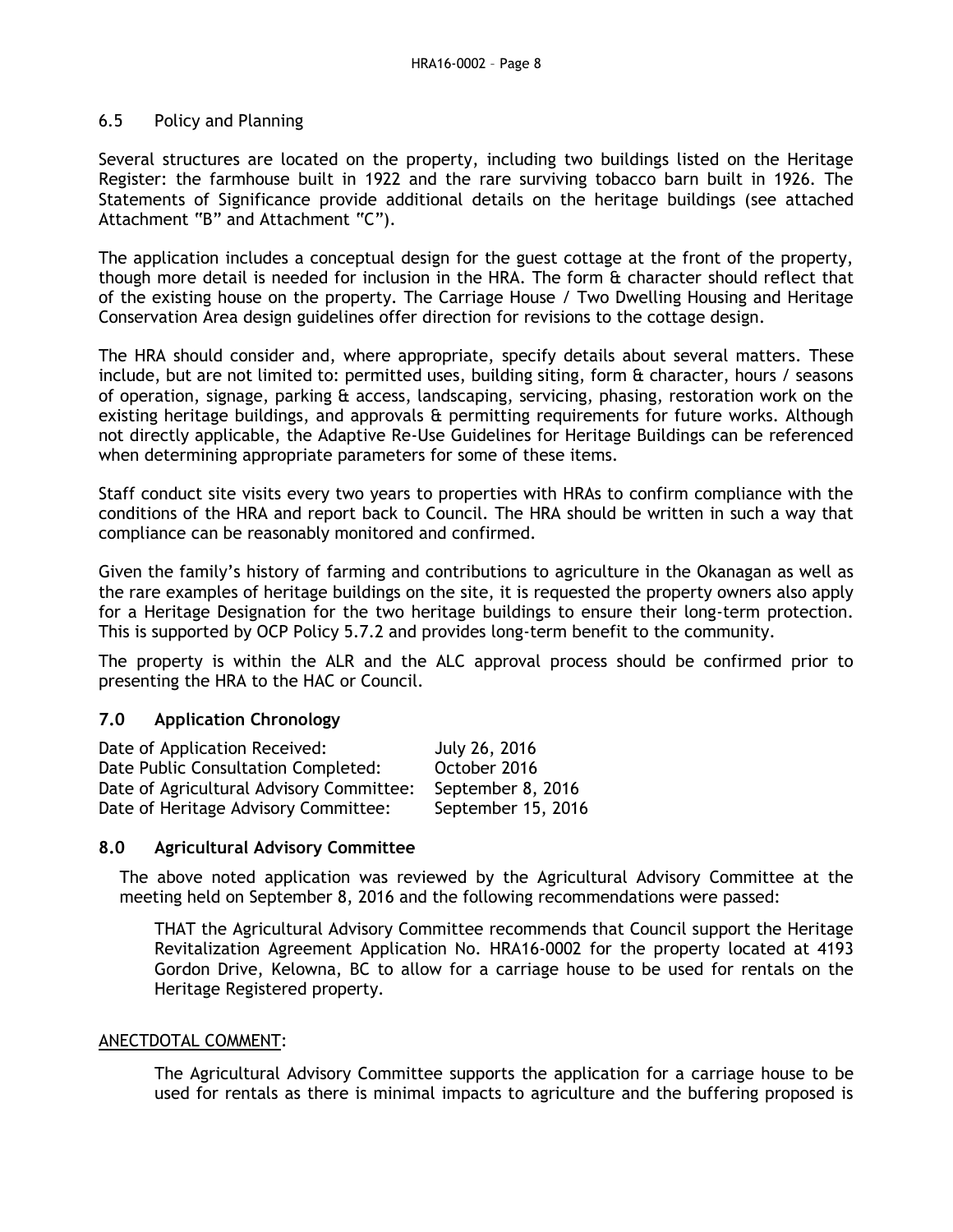## 6.5 Policy and Planning

Several structures are located on the property, including two buildings listed on the Heritage Register: the farmhouse built in 1922 and the rare surviving tobacco barn built in 1926. The Statements of Significance provide additional details on the heritage buildings (see attached Attachment "B" and Attachment "C").

The application includes a conceptual design for the guest cottage at the front of the property, though more detail is needed for inclusion in the HRA. The form & character should reflect that of the existing house on the property. The Carriage House / Two Dwelling Housing and Heritage Conservation Area design guidelines offer direction for revisions to the cottage design.

The HRA should consider and, where appropriate, specify details about several matters. These include, but are not limited to: permitted uses, building siting, form & character, hours / seasons of operation, signage, parking & access, landscaping, servicing, phasing, restoration work on the existing heritage buildings, and approvals & permitting requirements for future works. Although not directly applicable, the Adaptive Re-Use Guidelines for Heritage Buildings can be referenced when determining appropriate parameters for some of these items.

Staff conduct site visits every two years to properties with HRAs to confirm compliance with the conditions of the HRA and report back to Council. The HRA should be written in such a way that compliance can be reasonably monitored and confirmed.

Given the family's history of farming and contributions to agriculture in the Okanagan as well as the rare examples of heritage buildings on the site, it is requested the property owners also apply for a Heritage Designation for the two heritage buildings to ensure their long-term protection. This is supported by OCP Policy 5.7.2 and provides long-term benefit to the community.

The property is within the ALR and the ALC approval process should be confirmed prior to presenting the HRA to the HAC or Council.

## 7.0 Application Chronology

| | |
|---|---|
| Date of Application Received: | July 26, 2016 |
| Date Public Consultation Completed: | October 2016 |
| Date of Agricultural Advisory Committee: | September 8, 2016 |
| Date of Heritage Advisory Committee: | September 15, 2016 |

## 8.0 Agricultural Advisory Committee

The above noted application was reviewed by the Agricultural Advisory Committee at the meeting held on September 8, 2016 and the following recommendations were passed:

THAT the Agricultural Advisory Committee recommends that Council support the Heritage Revitalization Agreement Application No. HRA16-0002 for the property located at 4193 Gordon Drive, Kelowna, BC to allow for a carriage house to be used for rentals on the Heritage Registered property.

ANECTDOTAL COMMENT:

The Agricultural Advisory Committee supports the application for a carriage house to be used for rentals as there is minimal impacts to agriculture and the buffering proposed is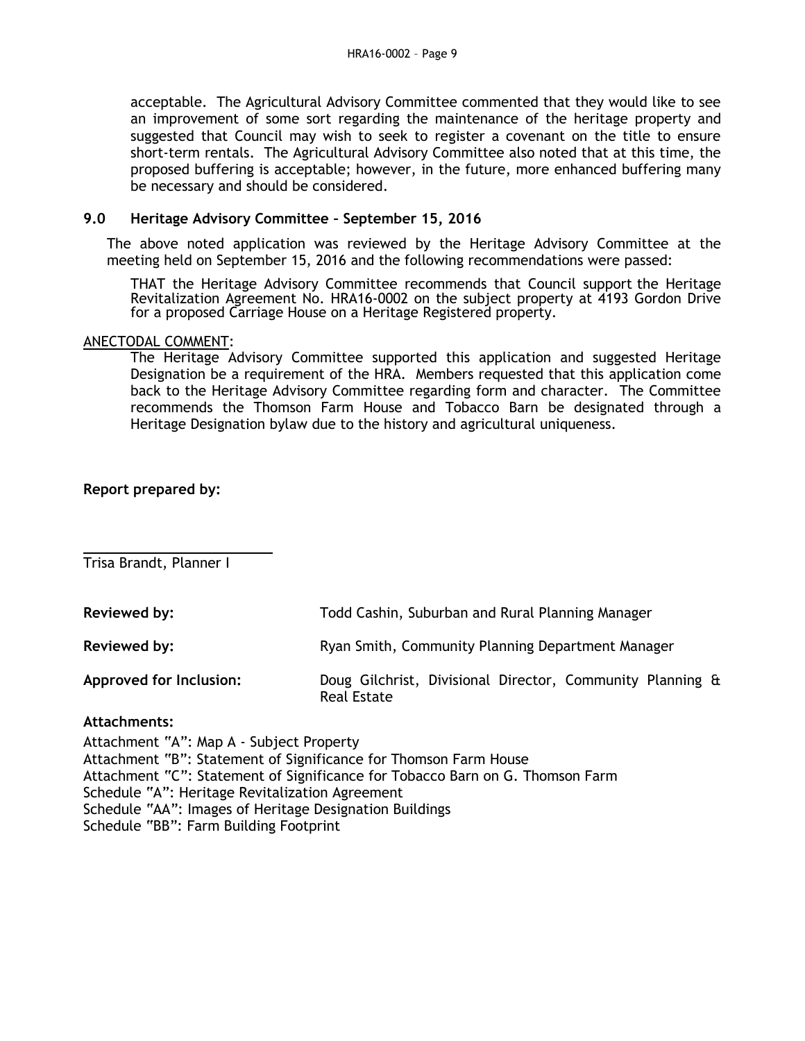acceptable. The Agricultural Advisory Committee commented that they would like to see an improvement of some sort regarding the maintenance of the heritage property and suggested that Council may wish to seek to register a covenant on the title to ensure short-term rentals. The Agricultural Advisory Committee also noted that at this time, the proposed buffering is acceptable; however, in the future, more enhanced buffering many be necessary and should be considered.

### 9.0 Heritage Advisory Committee – September 15, 2016

The above noted application was reviewed by the Heritage Advisory Committee at the meeting held on September 15, 2016 and the following recommendations were passed:

THAT the Heritage Advisory Committee recommends that Council support the Heritage Revitalization Agreement No. HRA16-0002 on the subject property at 4193 Gordon Drive for a proposed Carriage House on a Heritage Registered property.

ANECTODAL COMMENT:

The Heritage Advisory Committee supported this application and suggested Heritage Designation be a requirement of the HRA. Members requested that this application come back to the Heritage Advisory Committee regarding form and character. The Committee recommends the Thomson Farm House and Tobacco Barn be designated through a Heritage Designation bylaw due to the history and agricultural uniqueness.

**Report prepared by:**

Trisa Brandt, Planner I

**Reviewed by:** Todd Cashin, Suburban and Rural Planning Manager

**Reviewed by:** Ryan Smith, Community Planning Department Manager

**Approved for Inclusion:** Doug Gilchrist, Divisional Director, Community Planning & Real Estate

**Attachments:**

Attachment "A": Map A - Subject Property
Attachment "B": Statement of Significance for Thomson Farm House
Attachment "C": Statement of Significance for Tobacco Barn on G. Thomson Farm
Schedule "A": Heritage Revitalization Agreement
Schedule "AA": Images of Heritage Designation Buildings
Schedule "BB": Farm Building Footprint